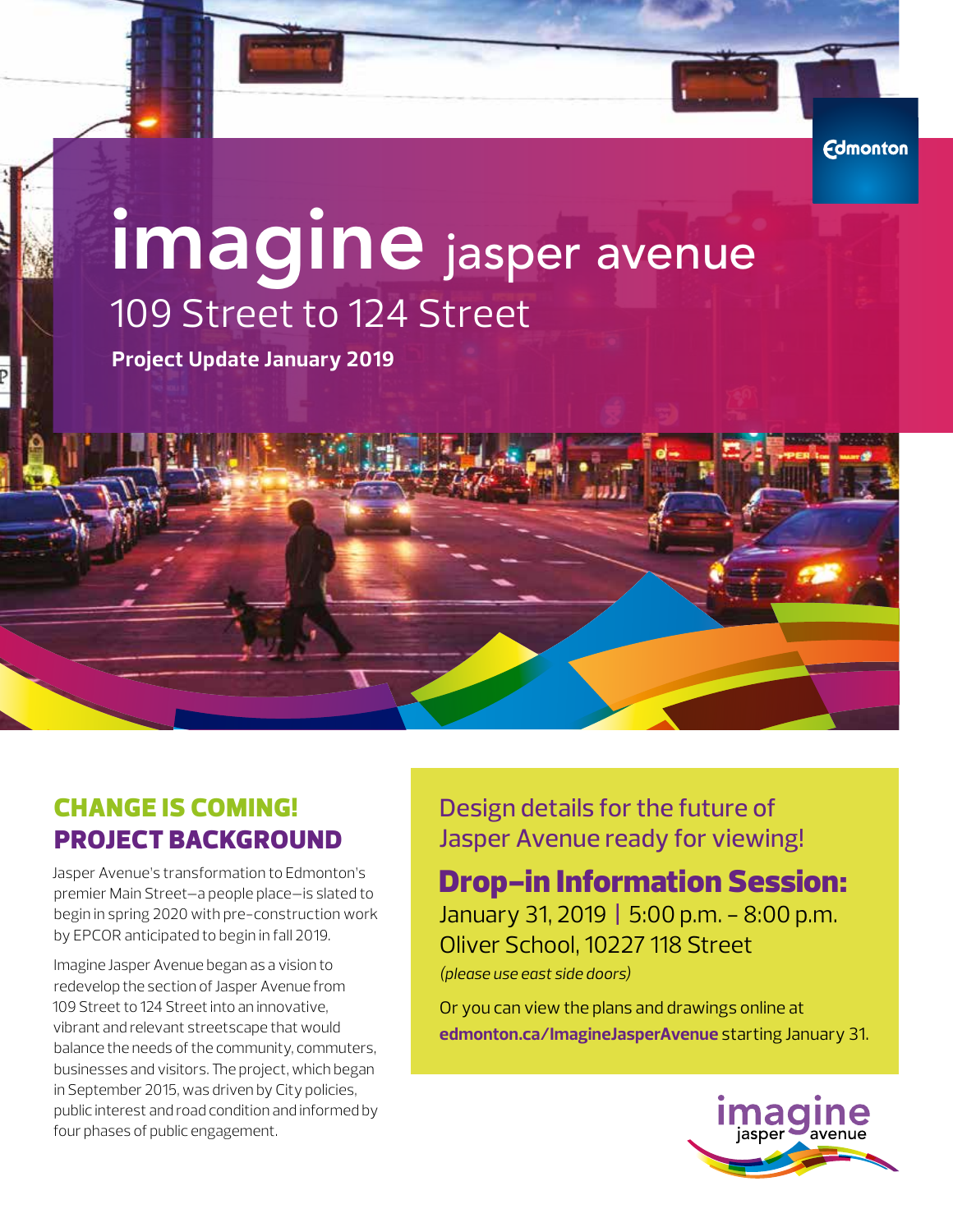Edmonton

# imagine jasper avenue

## 109 Street to 124 Street

**Project Update January 2019**

## CHANGE IS COMING!

## PROJECT BACKGROUND

Jasper Avenue's transformation to Edmonton's premier Main Street—a people place—is slated to begin in spring 2020 with pre-construction work by EPCOR anticipated to begin in fall 2019.

Imagine Jasper Avenue began as a vision to redevelop the section of Jasper Avenue from 109 Street to 124 Street into an innovative, vibrant and relevant streetscape that would balance the needs of the community, commuters, businesses and visitors. The project, which began in September 2015, was driven by City policies, public interest and road condition and informed by four phases of public engagement.

Design details for the future of Jasper Avenue ready for viewing!

## Drop-in Information Session:

January 31, 2019 | 5:00 p.m. – 8:00 p.m.
Oliver School, 10227 118 Street
*(please use east side doors)*

Or you can view the plans and drawings online at **edmonton.ca/ImagineJasperAvenue** starting January 31.

imagine jasper avenue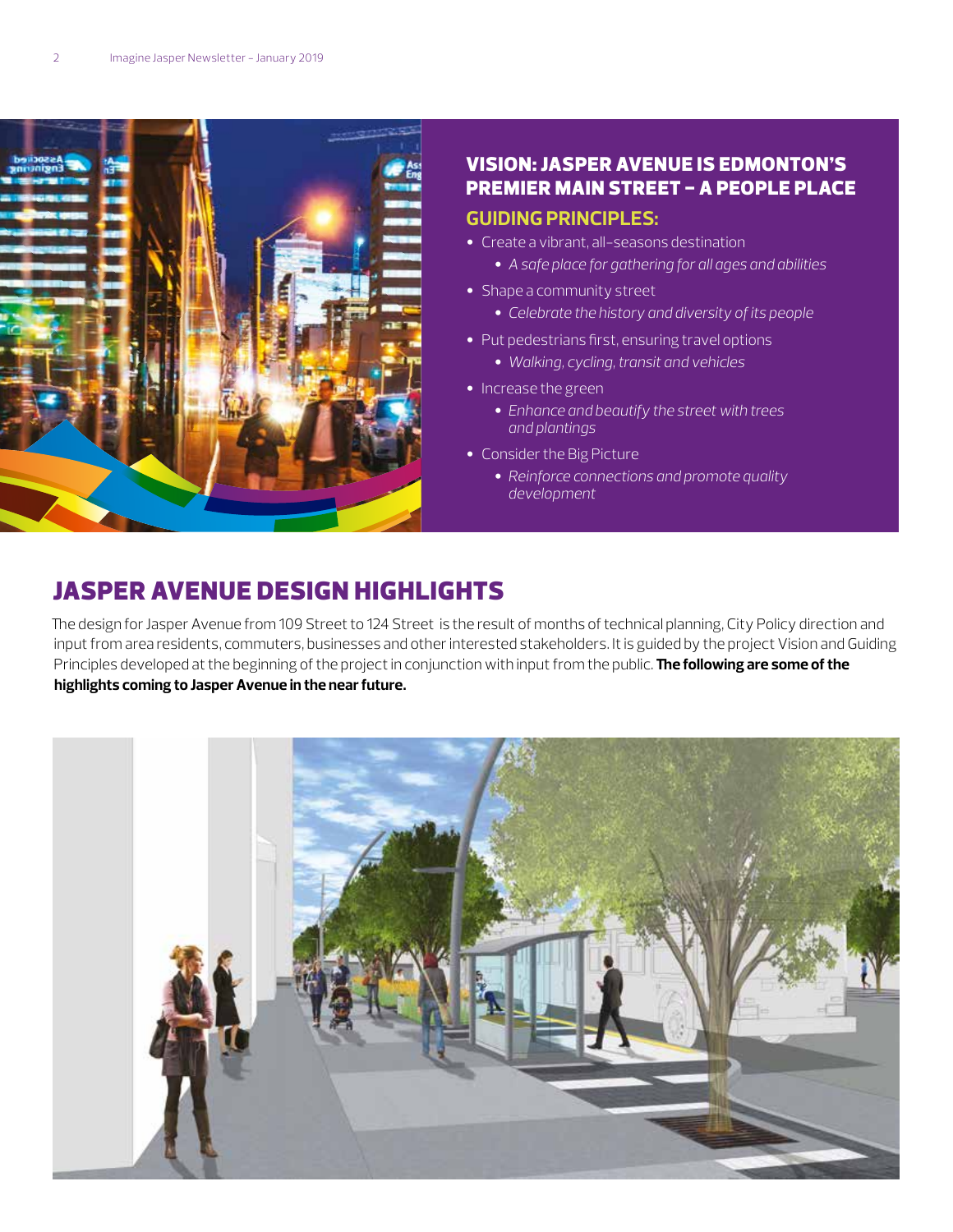## VISION: JASPER AVENUE IS EDMONTON'S PREMIER MAIN STREET – A PEOPLE PLACE

### GUIDING PRINCIPLES:

- Create a vibrant, all-seasons destination
  - *A safe place for gathering for all ages and abilities*
- Shape a community street
  - *Celebrate the history and diversity of its people*
- Put pedestrians first, ensuring travel options
  - *Walking, cycling, transit and vehicles*
- Increase the green
  - *Enhance and beautify the street with trees and plantings*
- Consider the Big Picture
  - *Reinforce connections and promote quality development*

## JASPER AVENUE DESIGN HIGHLIGHTS

The design for Jasper Avenue from 109 Street to 124 Street is the result of months of technical planning, City Policy direction and input from area residents, commuters, businesses and other interested stakeholders. It is guided by the project Vision and Guiding Principles developed at the beginning of the project in conjunction with input from the public. **The following are some of the highlights coming to Jasper Avenue in the near future.**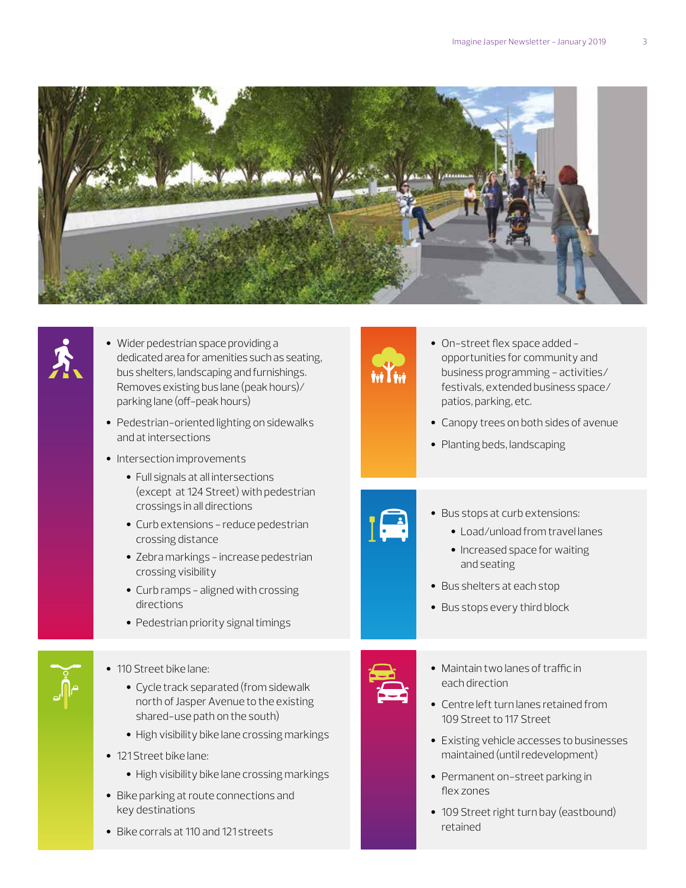- Wider pedestrian space providing a dedicated area for amenities such as seating, bus shelters, landscaping and furnishings. Removes existing bus lane (peak hours)/ parking lane (off-peak hours)
- Pedestrian-oriented lighting on sidewalks and at intersections
- Intersection improvements
  - Full signals at all intersections (except at 124 Street) with pedestrian crossings in all directions
  - Curb extensions – reduce pedestrian crossing distance
  - Zebra markings – increase pedestrian crossing visibility
  - Curb ramps – aligned with crossing directions
  - Pedestrian priority signal timings

- On-street flex space added – opportunities for community and business programming – activities/ festivals, extended business space/ patios, parking, etc.
- Canopy trees on both sides of avenue
- Planting beds, landscaping

- Bus stops at curb extensions:
  - Load/unload from travel lanes
  - Increased space for waiting and seating
- Bus shelters at each stop
- Bus stops every third block

- 110 Street bike lane:
  - Cycle track separated (from sidewalk north of Jasper Avenue to the existing shared-use path on the south)
  - High visibility bike lane crossing markings
- 121 Street bike lane:
  - High visibility bike lane crossing markings
- Bike parking at route connections and key destinations
- Bike corrals at 110 and 121 streets

- Maintain two lanes of traffic in each direction
- Centre left turn lanes retained from 109 Street to 117 Street
- Existing vehicle accesses to businesses maintained (until redevelopment)
- Permanent on-street parking in flex zones
- 109 Street right turn bay (eastbound) retained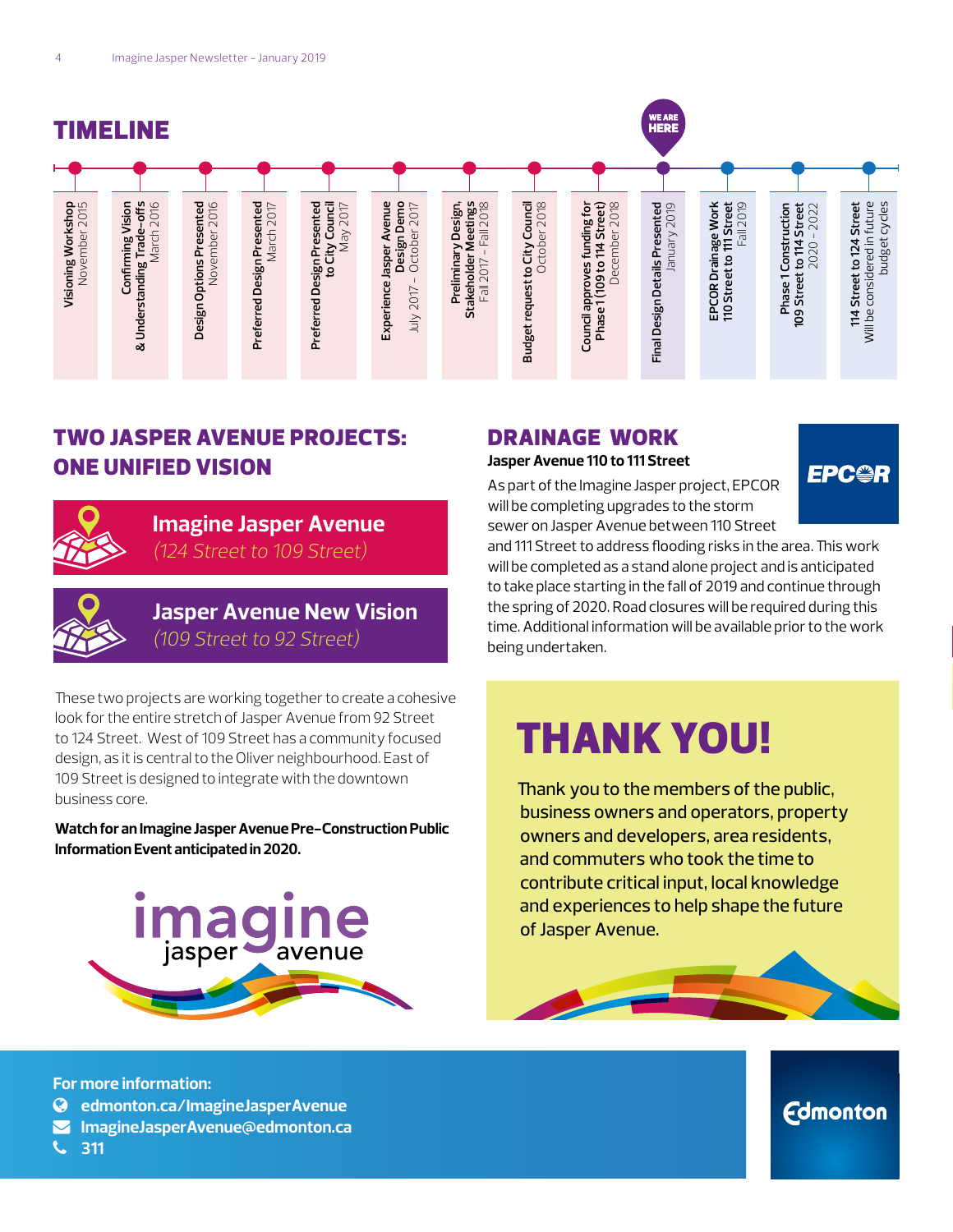## TIMELINE

WE ARE HERE

- **Visioning Workshop** November 2015
- **Confirming Vision & Understanding Trade-offs** March 2016
- **Design Options Presented** November 2016
- **Preferred Design Presented** March 2017
- **Preferred Design Presented to City Council** May 2017
- **Experience Jasper Avenue Design Demo** July 2017 – October 2017
- **Preliminary Design, Stakeholder Meetings** Fall 2017 – Fall 2018
- **Budget request to City Council** October 2018
- **Council approves funding for Phase 1 (109 to 114 Street)** December 2018
- **Final Design Details Presented** January 2019
- **EPCOR Drainage Work 110 Street to 111 Street** Fall 2019
- **Phase 1 Construction 109 Street to 114 Street** 2020 – 2022
- **114 Street to 124 Street** Will be considered in future budget cycles

## TWO JASPER AVENUE PROJECTS: ONE UNIFIED VISION

**Imagine Jasper Avenue**
*(124 Street to 109 Street)*

**Jasper Avenue New Vision**
*(109 Street to 92 Street)*

These two projects are working together to create a cohesive look for the entire stretch of Jasper Avenue from 92 Street to 124 Street. West of 109 Street has a community focused design, as it is central to the Oliver neighbourhood. East of 109 Street is designed to integrate with the downtown business core.

**Watch for an Imagine Jasper Avenue Pre-Construction Public Information Event anticipated in 2020.**

imagine jasper avenue

## DRAINAGE WORK

**Jasper Avenue 110 to 111 Street**

EPCOR

As part of the Imagine Jasper project, EPCOR will be completing upgrades to the storm sewer on Jasper Avenue between 110 Street and 111 Street to address flooding risks in the area. This work will be completed as a stand alone project and is anticipated to take place starting in the fall of 2019 and continue through the spring of 2020. Road closures will be required during this time. Additional information will be available prior to the work being undertaken.

# THANK YOU!

Thank you to the members of the public, business owners and operators, property owners and developers, area residents, and commuters who took the time to contribute critical input, local knowledge and experiences to help shape the future of Jasper Avenue.

**For more information:**

- **edmonton.ca/ImagineJasperAvenue**
- **ImagineJasperAvenue@edmonton.ca**
- **311**

Edmonton